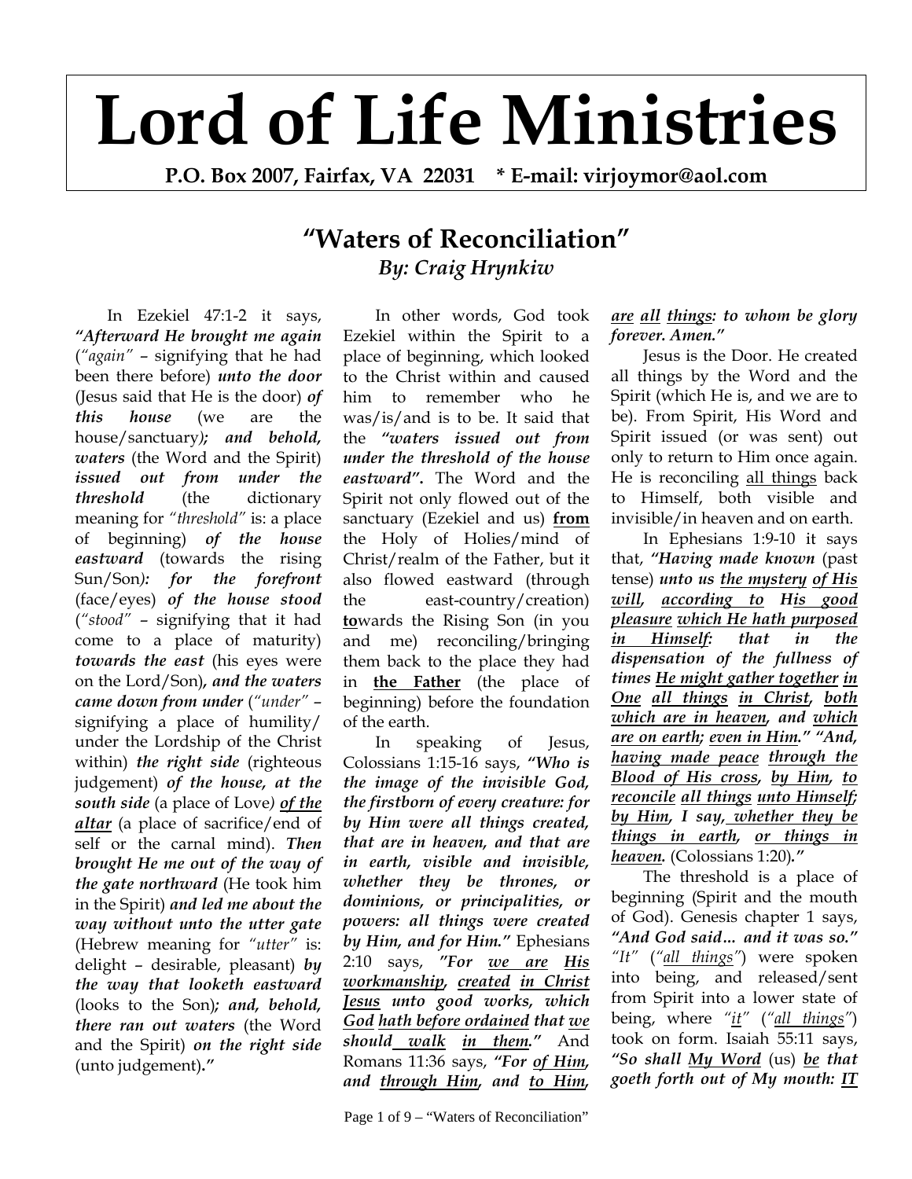# Lord of Life Ministries

**P.O. Box 2007, Fairfax, VA 22031 * E-mail: virjoymor@aol.com**

## "Waters of Reconciliation"

***By: Craig Hrynkiw***

In Ezekiel 47:1-2 it says, ***"Afterward He brought me again*** (*"again"* – signifying that he had been there before) ***unto the door*** (Jesus said that He is the door) ***of this house*** (we are the house/sanctuary)***; and behold, waters*** (the Word and the Spirit) ***issued out from under the threshold*** (the dictionary meaning for *"threshold"* is: a place of beginning) ***of the house eastward*** (towards the rising Sun/Son)***: for the forefront*** (face/eyes) ***of the house stood*** (*"stood"* – signifying that it had come to a place of maturity) ***towards the east*** (his eyes were on the Lord/Son)***, and the waters came down from under*** (*"under"* – signifying a place of humility/ under the Lordship of the Christ within) ***the right side*** (righteous judgement) ***of the house, at the south side*** (a place of Love) ***of the altar*** (a place of sacrifice/end of self or the carnal mind). ***Then brought He me out of the way of the gate northward*** (He took him in the Spirit) ***and led me about the way without unto the utter gate*** (Hebrew meaning for *"utter"* is: delight – desirable, pleasant) ***by the way that looketh eastward*** (looks to the Son)***; and, behold, there ran out waters*** (the Word and the Spirit) ***on the right side*** (unto judgement)***."***

In other words, God took Ezekiel within the Spirit to a place of beginning, which looked to the Christ within and caused him to remember who he was/is/and is to be. It said that the ***"waters issued out from under the threshold of the house eastward".*** The Word and the Spirit not only flowed out of the sanctuary (Ezekiel and us) **from** the Holy of Holies/mind of Christ/realm of the Father, but it also flowed eastward (through the east-country/creation) **to**wards the Rising Son (in you and me) reconciling/bringing them back to the place they had in **the Father** (the place of beginning) before the foundation of the earth.

In speaking of Jesus, Colossians 1:15-16 says, ***"Who is the image of the invisible God, the firstborn of every creature: for by Him were all things created, that are in heaven, and that are in earth, visible and invisible, whether they be thrones, or dominions, or principalities, or powers: all things were created by Him, and for Him."*** Ephesians 2:10 says, ***"For we are His workmanship, created in Christ Jesus unto good works, which God hath before ordained that we should walk in them."*** And Romans 11:36 says, ***"For of Him, and through Him, and to Him, are all things: to whom be glory forever. Amen."***

Jesus is the Door. He created all things by the Word and the Spirit (which He is, and we are to be). From Spirit, His Word and Spirit issued (or was sent) out only to return to Him once again. He is reconciling all things back to Himself, both visible and invisible/in heaven and on earth.

In Ephesians 1:9-10 it says that, ***"Having made known*** (past tense) ***unto us the mystery of His will, according to His good pleasure which He hath purposed in Himself: that in the dispensation of the fullness of times He might gather together in One all things in Christ, both which are in heaven, and which are on earth; even in Him." "And, having made peace through the Blood of His cross, by Him, to reconcile all things unto Himself; by Him, I say, whether they be things in earth, or things in heaven.*** (Colossians 1:20)***."***

The threshold is a place of beginning (Spirit and the mouth of God). Genesis chapter 1 says, ***"And God said... and it was so."*** *"It"* (*"all things"*) were spoken into being, and released/sent from Spirit into a lower state of being, where *"it"* (*"all things"*) took on form. Isaiah 55:11 says, ***"So shall My Word*** (us) ***be that goeth forth out of My mouth: IT***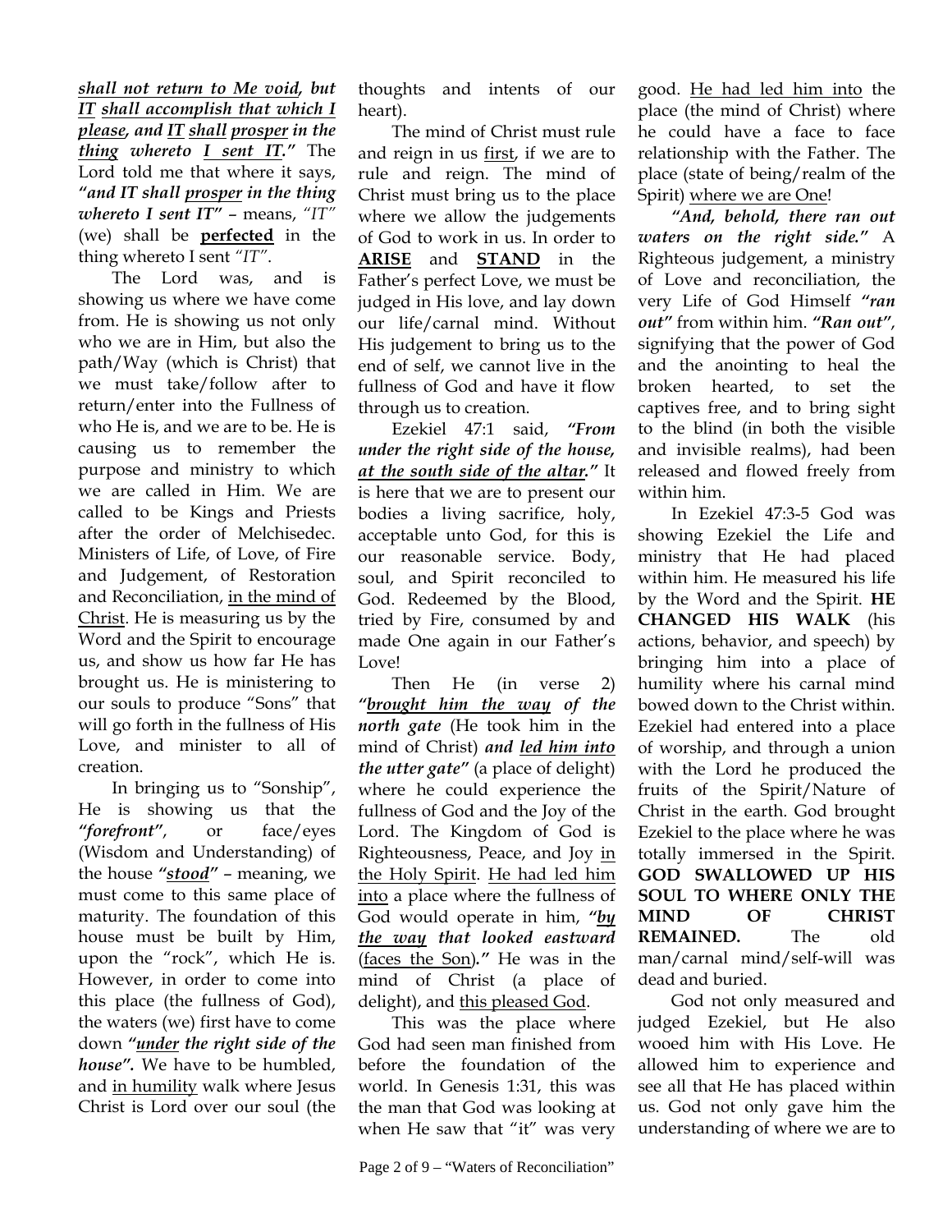***shall not return to Me void, but*** ***<u>IT</u>*** ***<u>shall accomplish that which I please</u>, and*** ***<u>IT</u>*** ***<u>shall</u>*** ***<u>prosper</u> in the*** ***<u>thing</u>*** ***whereto*** ***<u>I sent IT</u>."*** The Lord told me that where it says, ***"and IT shall <u>prosper</u> in the thing whereto I sent IT"*** – means, *"IT"* (we) shall be **<u>perfected</u>** in the thing whereto I sent *"IT"*.

The Lord was, and is showing us where we have come from. He is showing us not only who we are in Him, but also the path/Way (which is Christ) that we must take/follow after to return/enter into the Fullness of who He is, and we are to be. He is causing us to remember the purpose and ministry to which we are called in Him. We are called to be Kings and Priests after the order of Melchisedec. Ministers of Life, of Love, of Fire and Judgement, of Restoration and Reconciliation, <u>in the mind of Christ</u>. He is measuring us by the Word and the Spirit to encourage us, and show us how far He has brought us. He is ministering to our souls to produce "Sons" that will go forth in the fullness of His Love, and minister to all of creation.

In bringing us to "Sonship", He is showing us that the ***"forefront"***, or face/eyes (Wisdom and Understanding) of the house ***"<u>stood</u>"*** – meaning, we must come to this same place of maturity. The foundation of this house must be built by Him, upon the "rock", which He is. However, in order to come into this place (the fullness of God), the waters (we) first have to come down ***"<u>under</u> the right side of the house".*** We have to be humbled, and <u>in humility</u> walk where Jesus Christ is Lord over our soul (the thoughts and intents of our heart).

The mind of Christ must rule and reign in us <u>first</u>, if we are to rule and reign. The mind of Christ must bring us to the place where we allow the judgements of God to work in us. In order to **<u>ARISE</u>** and **<u>STAND</u>** in the Father's perfect Love, we must be judged in His love, and lay down our life/carnal mind. Without His judgement to bring us to the end of self, we cannot live in the fullness of God and have it flow through us to creation.

Ezekiel 47:1 said, ***"From under the right side of the house, <u>at the south side of the altar</u>."*** It is here that we are to present our bodies a living sacrifice, holy, acceptable unto God, for this is our reasonable service. Body, soul, and Spirit reconciled to God. Redeemed by the Blood, tried by Fire, consumed by and made One again in our Father's Love!

Then He (in verse 2) ***"<u>brought him the way</u> of the north gate*** (He took him in the mind of Christ) ***and <u>led him into</u> the utter gate"*** (a place of delight) where he could experience the fullness of God and the Joy of the Lord. The Kingdom of God is Righteousness, Peace, and Joy <u>in the Holy Spirit</u>. <u>He had led him into</u> a place where the fullness of God would operate in him, ***"<u>by the way</u> that looked eastward*** (<u>faces the Son</u>)***."*** He was in the mind of Christ (a place of delight), and <u>this pleased God</u>.

This was the place where God had seen man finished from before the foundation of the world. In Genesis 1:31, this was the man that God was looking at when He saw that "it" was very good. <u>He had led him into</u> the place (the mind of Christ) where he could have a face to face relationship with the Father. The place (state of being/realm of the Spirit) <u>where we are One</u>!

***"And, behold, there ran out waters on the right side."*** A Righteous judgement, a ministry of Love and reconciliation, the very Life of God Himself ***"ran out"*** from within him. ***"Ran out"***, signifying that the power of God and the anointing to heal the broken hearted, to set the captives free, and to bring sight to the blind (in both the visible and invisible realms), had been released and flowed freely from within him.

In Ezekiel 47:3-5 God was showing Ezekiel the Life and ministry that He had placed within him. He measured his life by the Word and the Spirit. **HE CHANGED HIS WALK** (his actions, behavior, and speech) by bringing him into a place of humility where his carnal mind bowed down to the Christ within. Ezekiel had entered into a place of worship, and through a union with the Lord he produced the fruits of the Spirit/Nature of Christ in the earth. God brought Ezekiel to the place where he was totally immersed in the Spirit. **GOD SWALLOWED UP HIS SOUL TO WHERE ONLY THE MIND OF CHRIST REMAINED.** The old man/carnal mind/self-will was dead and buried.

God not only measured and judged Ezekiel, but He also wooed him with His Love. He allowed him to experience and see all that He has placed within us. God not only gave him the understanding of where we are to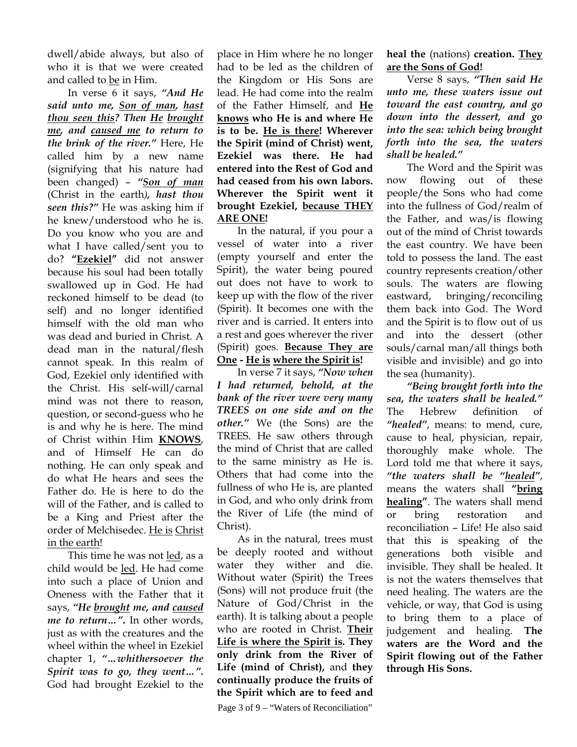dwell/abide always, but also of who it is that we were created and called to <u>be</u> in Him.

In verse 6 it says, ***"And He said unto me, <u>Son of man</u>, <u>hast thou seen this</u>? Then <u>He</u> <u>brought me</u>, and <u>caused me</u> to return to the brink of the river."*** Here, He called him by a new name (signifying that his nature had been changed) – ***"<u>Son of man</u>*** (Christ in the earth***), hast thou seen this?"*** He was asking him if he knew/understood who he is. Do you know who you are and what I have called/sent you to do? **"<u>Ezekiel</u>"** did not answer because his soul had been totally swallowed up in God. He had reckoned himself to be dead (to self) and no longer identified himself with the old man who was dead and buried in Christ. A dead man in the natural/flesh cannot speak. In this realm of God, Ezekiel only identified with the Christ. His self-will/carnal mind was not there to reason, question, or second-guess who he is and why he is here. The mind of Christ within Him **<u>KNOWS</u>**, and of Himself He can do nothing. He can only speak and do what He hears and sees the Father do. He is here to do the will of the Father, and is called to be a King and Priest after the order of Melchisedec. <u>He is</u> <u>Christ in the earth</u>!

This time he was not <u>led</u>, as a child would be <u>led</u>. He had come into such a place of Union and Oneness with the Father that it says, ***"He <u>brought</u> me, and <u>caused</u> me to return…"***. In other words, just as with the creatures and the wheel within the wheel in Ezekiel chapter 1, ***"…whithersoever the Spirit was to go, they went…"***. God had brought Ezekiel to the place in Him where he no longer had to be led as the children of the Kingdom or His Sons are lead. He had come into the realm of the Father Himself, and **<u>He</u> <u>knows</u> who He is and where He is to be. <u>He is there</u>! Wherever the Spirit (mind of Christ) went, Ezekiel was there. He had entered into the Rest of God and had ceased from his own labors. Wherever the Spirit went it brought Ezekiel, <u>because THEY ARE ONE</u>!**

In the natural, if you pour a vessel of water into a river (empty yourself and enter the Spirit), the water being poured out does not have to work to keep up with the flow of the river (Spirit). It becomes one with the river and is carried. It enters into a rest and goes wherever the river (Spirit) goes. **<u>Because They are One</u> - <u>He is</u> <u>where the Spirit is</u>!**

In verse 7 it says, ***"Now when I had returned, behold, at the bank of the river were very many TREES on one side and on the other."*** We (the Sons) are the TREES. He saw others through the mind of Christ that are called to the same ministry as He is. Others that had come into the fullness of who He is, are planted in God, and who only drink from the River of Life (the mind of Christ).

As in the natural, trees must be deeply rooted and without water they wither and die. Without water (Spirit) the Trees (Sons) will not produce fruit (the Nature of God/Christ in the earth). It is talking about a people who are rooted in Christ. **<u>Their Life is where the Spirit is</u>. They only drink from the River of Life (mind of Christ),** and **they continually produce the fruits of the Spirit which are to feed and heal the** (nations) **creation. <u>They are the Sons of God</u>!**

Verse 8 says, ***"Then said He unto me, these waters issue out toward the east country, and go down into the dessert, and go into the sea: which being brought forth into the sea, the waters shall be healed."***

The Word and the Spirit was now flowing out of these people/the Sons who had come into the fullness of God/realm of the Father, and was/is flowing out of the mind of Christ towards the east country. We have been told to possess the land. The east country represents creation/other souls. The waters are flowing eastward, bringing/reconciling them back into God. The Word and the Spirit is to flow out of us and into the dessert (other souls/carnal man/all things both visible and invisible) and go into the sea (humanity).

***"Being brought forth into the sea, the waters shall be healed."*** The Hebrew definition of ***"healed"***, means: to mend, cure, cause to heal, physician, repair, thoroughly make whole. The Lord told me that where it says, ***"the waters shall be "<u>healed</u>"***, means the waters shall **"<u>bring healing</u>"**. The waters shall mend or bring restoration and reconciliation – Life! He also said that this is speaking of the generations both visible and invisible. They shall be healed. It is not the waters themselves that need healing. The waters are the vehicle, or way, that God is using to bring them to a place of judgement and healing. **The waters are the Word and the Spirit flowing out of the Father through His Sons.**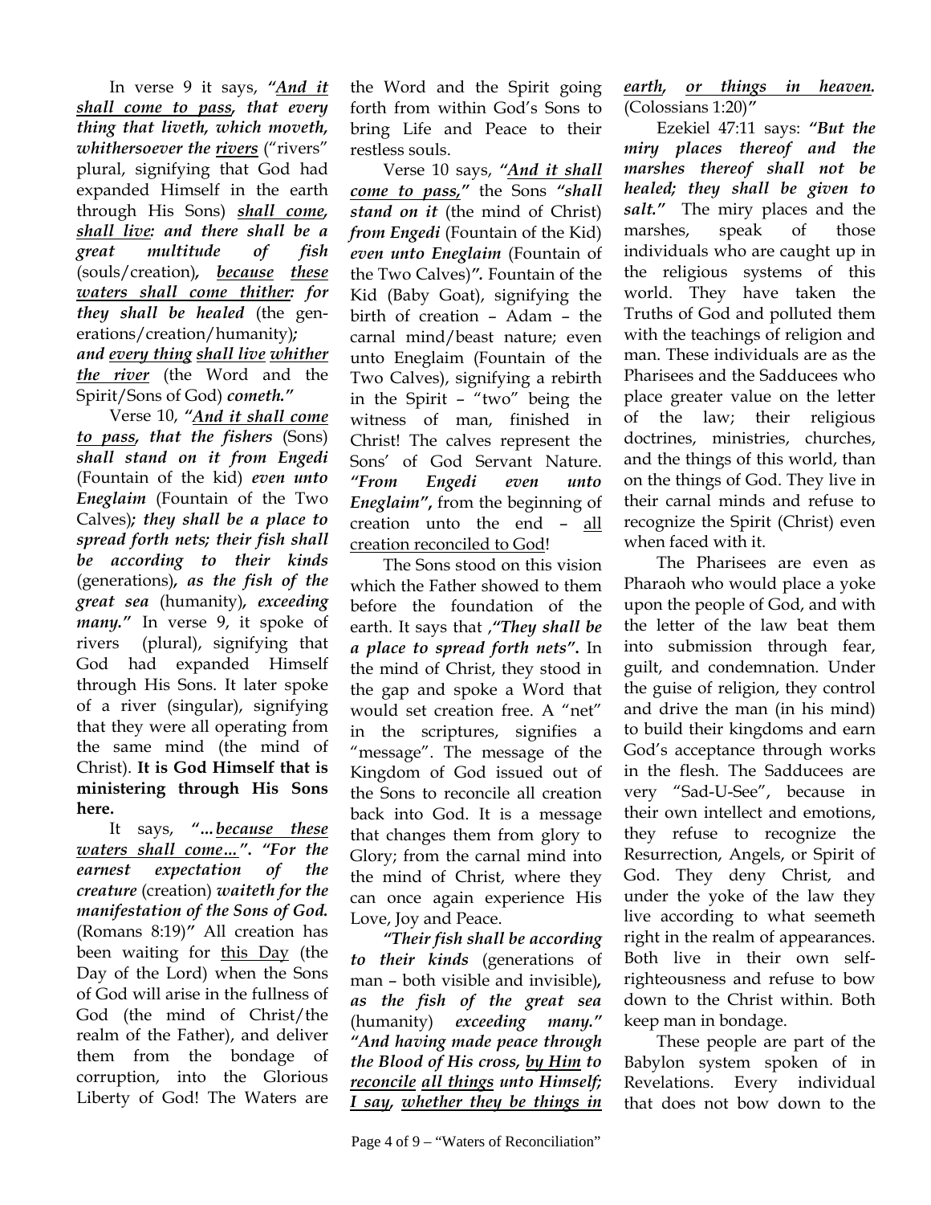In verse 9 it says, ***"And it shall come to pass, that every thing that liveth, which moveth, whithersoever the rivers*** ("rivers" plural, signifying that God had expanded Himself in the earth through His Sons) ***shall come, shall live: and there shall be a great multitude of fish*** (souls/creation), ***because these waters shall come thither: for they shall be healed*** (the generations/creation/humanity); ***and every thing shall live whither the river*** (the Word and the Spirit/Sons of God) ***cometh."***

Verse 10, ***"And it shall come to pass, that the fishers*** (Sons) ***shall stand on it from Engedi*** (Fountain of the kid) ***even unto Eneglaim*** (Fountain of the Two Calves)***; they shall be a place to spread forth nets; their fish shall be according to their kinds*** (generations), ***as the fish of the great sea*** (humanity), ***exceeding many."*** In verse 9, it spoke of rivers (plural), signifying that God had expanded Himself through His Sons. It later spoke of a river (singular), signifying that they were all operating from the same mind (the mind of Christ). **It is God Himself that is ministering through His Sons here.**

It says, ***"…because these waters shall come…". "For the earnest expectation of the creature*** (creation) ***waiteth for the manifestation of the Sons of God.*** (Romans 8:19)" All creation has been waiting for this Day (the Day of the Lord) when the Sons of God will arise in the fullness of God (the mind of Christ/the realm of the Father), and deliver them from the bondage of corruption, into the Glorious Liberty of God! The Waters are the Word and the Spirit going forth from within God's Sons to bring Life and Peace to their restless souls.

Verse 10 says, ***"And it shall come to pass,"*** the Sons ***"shall stand on it*** (the mind of Christ) ***from Engedi*** (Fountain of the Kid) ***even unto Eneglaim*** (Fountain of the Two Calves)***".*** Fountain of the Kid (Baby Goat), signifying the birth of creation – Adam – the carnal mind/beast nature; even unto Eneglaim (Fountain of the Two Calves), signifying a rebirth in the Spirit – "two" being the witness of man, finished in Christ! The calves represent the Sons' of God Servant Nature. ***"From Engedi even unto Eneglaim",*** from the beginning of creation unto the end – all creation reconciled to God!

The Sons stood on this vision which the Father showed to them before the foundation of the earth. It says that ,***"They shall be a place to spread forth nets".*** In the mind of Christ, they stood in the gap and spoke a Word that would set creation free. A "net" in the scriptures, signifies a "message". The message of the Kingdom of God issued out of the Sons to reconcile all creation back into God. It is a message that changes them from glory to Glory; from the carnal mind into the mind of Christ, where they can once again experience His Love, Joy and Peace.

***"Their fish shall be according to their kinds*** (generations of man – both visible and invisible), ***as the fish of the great sea*** (humanity) ***exceeding many." "And having made peace through the Blood of His cross, by Him to reconcile all things unto Himself; I say, whether they be things in earth, or things in heaven.*** (Colossians 1:20)"

Ezekiel 47:11 says: ***"But the miry places thereof and the marshes thereof shall not be healed; they shall be given to salt."*** The miry places and the marshes, speak of those individuals who are caught up in the religious systems of this world. They have taken the Truths of God and polluted them with the teachings of religion and man. These individuals are as the Pharisees and the Sadducees who place greater value on the letter of the law; their religious doctrines, ministries, churches, and the things of this world, than on the things of God. They live in their carnal minds and refuse to recognize the Spirit (Christ) even when faced with it.

The Pharisees are even as Pharaoh who would place a yoke upon the people of God, and with the letter of the law beat them into submission through fear, guilt, and condemnation. Under the guise of religion, they control and drive the man (in his mind) to build their kingdoms and earn God's acceptance through works in the flesh. The Sadducees are very "Sad-U-See", because in their own intellect and emotions, they refuse to recognize the Resurrection, Angels, or Spirit of God. They deny Christ, and under the yoke of the law they live according to what seemeth right in the realm of appearances. Both live in their own self-righteousness and refuse to bow down to the Christ within. Both keep man in bondage.

These people are part of the Babylon system spoken of in Revelations. Every individual that does not bow down to the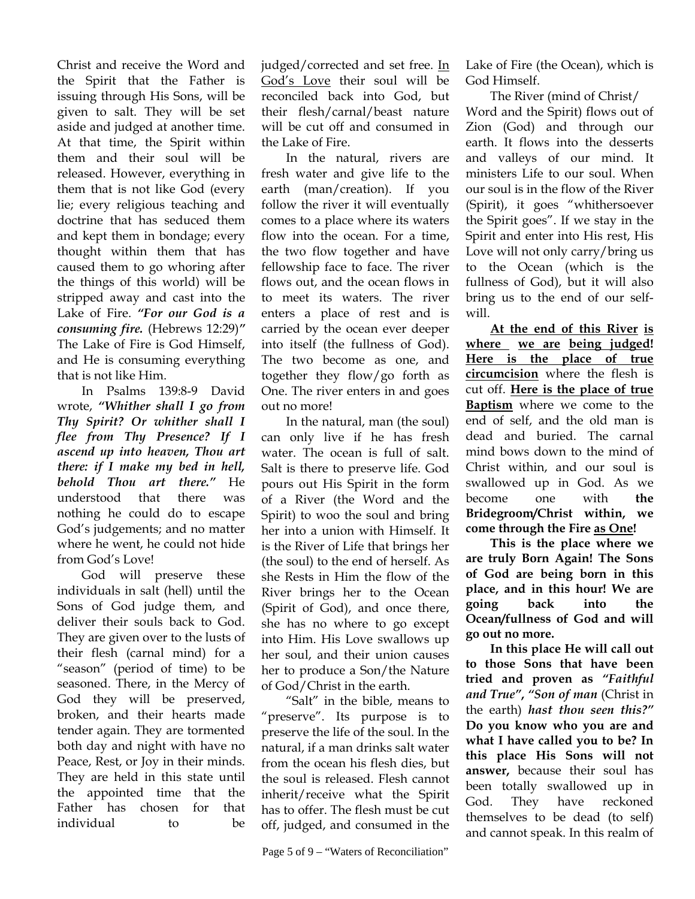Christ and receive the Word and the Spirit that the Father is issuing through His Sons, will be given to salt. They will be set aside and judged at another time. At that time, the Spirit within them and their soul will be released. However, everything in them that is not like God (every lie; every religious teaching and doctrine that has seduced them and kept them in bondage; every thought within them that has caused them to go whoring after the things of this world) will be stripped away and cast into the Lake of Fire. ***"For our God is a consuming fire.*** (Hebrews 12:29)***"*** The Lake of Fire is God Himself, and He is consuming everything that is not like Him.

In Psalms 139:8-9 David wrote, ***"Whither shall I go from Thy Spirit? Or whither shall I flee from Thy Presence? If I ascend up into heaven, Thou art there: if I make my bed in hell, behold Thou art there."*** He understood that there was nothing he could do to escape God's judgements; and no matter where he went, he could not hide from God's Love!

God will preserve these individuals in salt (hell) until the Sons of God judge them, and deliver their souls back to God. They are given over to the lusts of their flesh (carnal mind) for a "season" (period of time) to be seasoned. There, in the Mercy of God they will be preserved, broken, and their hearts made tender again. They are tormented both day and night with have no Peace, Rest, or Joy in their minds. They are held in this state until the appointed time that the Father has chosen for that individual to be judged/corrected and set free. <u>In God's Love</u> their soul will be reconciled back into God, but their flesh/carnal/beast nature will be cut off and consumed in the Lake of Fire.

In the natural, rivers are fresh water and give life to the earth (man/creation). If you follow the river it will eventually comes to a place where its waters flow into the ocean. For a time, the two flow together and have fellowship face to face. The river flows out, and the ocean flows in to meet its waters. The river enters a place of rest and is carried by the ocean ever deeper into itself (the fullness of God). The two become as one, and together they flow/go forth as One. The river enters in and goes out no more!

In the natural, man (the soul) can only live if he has fresh water. The ocean is full of salt. Salt is there to preserve life. God pours out His Spirit in the form of a River (the Word and the Spirit) to woo the soul and bring her into a union with Himself. It is the River of Life that brings her (the soul) to the end of herself. As she Rests in Him the flow of the River brings her to the Ocean (Spirit of God), and once there, she has no where to go except into Him. His Love swallows up her soul, and their union causes her to produce a Son/the Nature of God/Christ in the earth.

"Salt" in the bible, means to "preserve". Its purpose is to preserve the life of the soul. In the natural, if a man drinks salt water from the ocean his flesh dies, but the soul is released. Flesh cannot inherit/receive what the Spirit has to offer. The flesh must be cut off, judged, and consumed in the Lake of Fire (the Ocean), which is God Himself.

The River (mind of Christ/ Word and the Spirit) flows out of Zion (God) and through our earth. It flows into the desserts and valleys of our mind. It ministers Life to our soul. When our soul is in the flow of the River (Spirit), it goes "whithersoever the Spirit goes". If we stay in the Spirit and enter into His rest, His Love will not only carry/bring us to the Ocean (which is the fullness of God), but it will also bring us to the end of our self-will.

**<u>At the end of this River</u> <u>is where</u> <u>we are</u> <u>being judged</u>! <u>Here is the place of true circumcision</u>** where the flesh is cut off. **<u>Here is the place of true Baptism</u>** where we come to the end of self, and the old man is dead and buried. The carnal mind bows down to the mind of Christ within, and our soul is swallowed up in God. As we become one with **the Bridegroom/Christ within, we come through the Fire <u>as One</u>!**

**This is the place where we are truly Born Again! The Sons of God are being born in this place, and in this hour! We are going back into the Ocean/fullness of God and will go out no more.**

**In this place He will call out to those Sons that have been tried and proven as *"Faithful and True"*, *"Son of man*** (Christ in the earth) ***hast thou seen this?"* Do you know who you are and what I have called you to be? In this place His Sons will not answer,** because their soul has been totally swallowed up in God. They have reckoned themselves to be dead (to self) and cannot speak. In this realm of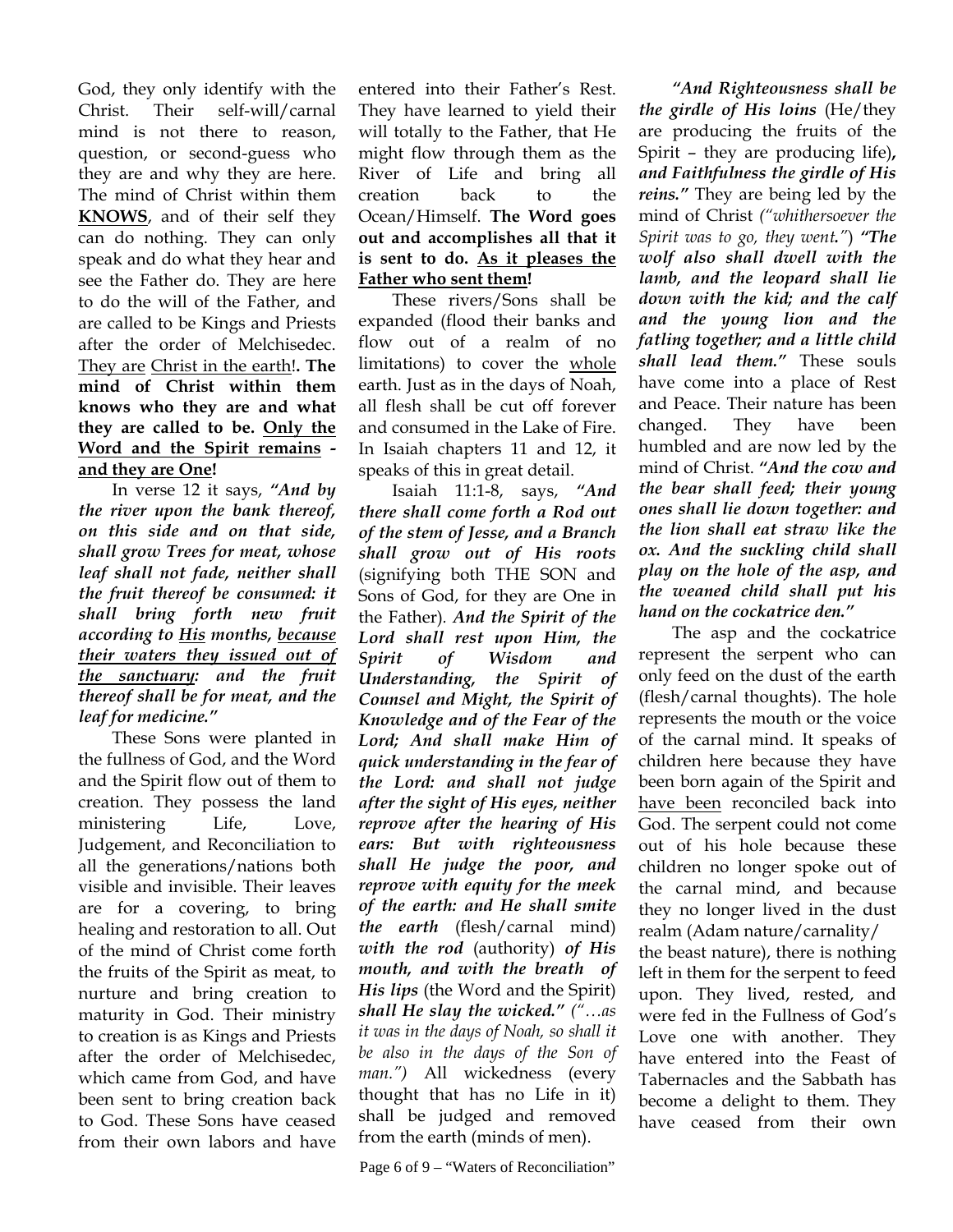God, they only identify with the Christ. Their self-will/carnal mind is not there to reason, question, or second-guess who they are and why they are here. The mind of Christ within them **<u>KNOWS</u>**, and of their self they can do nothing. They can only speak and do what they hear and see the Father do. They are here to do the will of the Father, and are called to be Kings and Priests after the order of Melchisedec. <u>They are</u> <u>Christ in the earth</u>!. **The mind of Christ within them knows who they are and what they are called to be. <u>Only the Word and the Spirit remains</u> - <u>and they are One</u>!**

In verse 12 it says, ***"And by the river upon the bank thereof, on this side and on that side, shall grow Trees for meat, whose leaf shall not fade, neither shall the fruit thereof be consumed: it shall bring forth new fruit according to <u>His</u> months, <u>because their waters they issued out of the sanctuary</u>: and the fruit thereof shall be for meat, and the leaf for medicine."***

These Sons were planted in the fullness of God, and the Word and the Spirit flow out of them to creation. They possess the land ministering Life, Love, Judgement, and Reconciliation to all the generations/nations both visible and invisible. Their leaves are for a covering, to bring healing and restoration to all. Out of the mind of Christ come forth the fruits of the Spirit as meat, to nurture and bring creation to maturity in God. Their ministry to creation is as Kings and Priests after the order of Melchisedec, which came from God, and have been sent to bring creation back to God. These Sons have ceased from their own labors and have entered into their Father's Rest. They have learned to yield their will totally to the Father, that He might flow through them as the River of Life and bring all creation back to the Ocean/Himself. **The Word goes out and accomplishes all that it is sent to do. <u>As it pleases the Father who sent them</u>!**

These rivers/Sons shall be expanded (flood their banks and flow out of a realm of no limitations) to cover the <u>whole</u> earth. Just as in the days of Noah, all flesh shall be cut off forever and consumed in the Lake of Fire. In Isaiah chapters 11 and 12, it speaks of this in great detail.

Isaiah 11:1-8, says, ***"And there shall come forth a Rod out of the stem of Jesse, and a Branch shall grow out of His roots*** (signifying both THE SON and Sons of God, for they are One in the Father). ***And the Spirit of the Lord shall rest upon Him, the Spirit of Wisdom and Understanding, the Spirit of Counsel and Might, the Spirit of Knowledge and of the Fear of the Lord; And shall make Him of quick understanding in the fear of the Lord: and shall not judge after the sight of His eyes, neither reprove after the hearing of His ears: But with righteousness shall He judge the poor, and reprove with equity for the meek of the earth: and He shall smite the earth*** (flesh/carnal mind) ***with the rod*** (authority) ***of His mouth, and with the breath of His lips*** (the Word and the Spirit) ***shall He slay the wicked."*** *("…as it was in the days of Noah, so shall it be also in the days of the Son of man.")* All wickedness (every thought that has no Life in it) shall be judged and removed from the earth (minds of men).

***"And Righteousness shall be the girdle of His loins*** (He/they are producing the fruits of the Spirit – they are producing life)**,** ***and Faithfulness the girdle of His reins."*** They are being led by the mind of Christ *("whithersoever the Spirit was to go, they went.")* ***"The wolf also shall dwell with the lamb, and the leopard shall lie down with the kid; and the calf and the young lion and the fatling together; and a little child shall lead them."*** These souls have come into a place of Rest and Peace. Their nature has been changed. They have been humbled and are now led by the mind of Christ. ***"And the cow and the bear shall feed; their young ones shall lie down together: and the lion shall eat straw like the ox. And the suckling child shall play on the hole of the asp, and the weaned child shall put his hand on the cockatrice den."***

The asp and the cockatrice represent the serpent who can only feed on the dust of the earth (flesh/carnal thoughts). The hole represents the mouth or the voice of the carnal mind. It speaks of children here because they have been born again of the Spirit and <u>have been</u> reconciled back into God. The serpent could not come out of his hole because these children no longer spoke out of the carnal mind, and because they no longer lived in the dust realm (Adam nature/carnality/ the beast nature), there is nothing left in them for the serpent to feed upon. They lived, rested, and were fed in the Fullness of God's Love one with another. They have entered into the Feast of Tabernacles and the Sabbath has become a delight to them. They have ceased from their own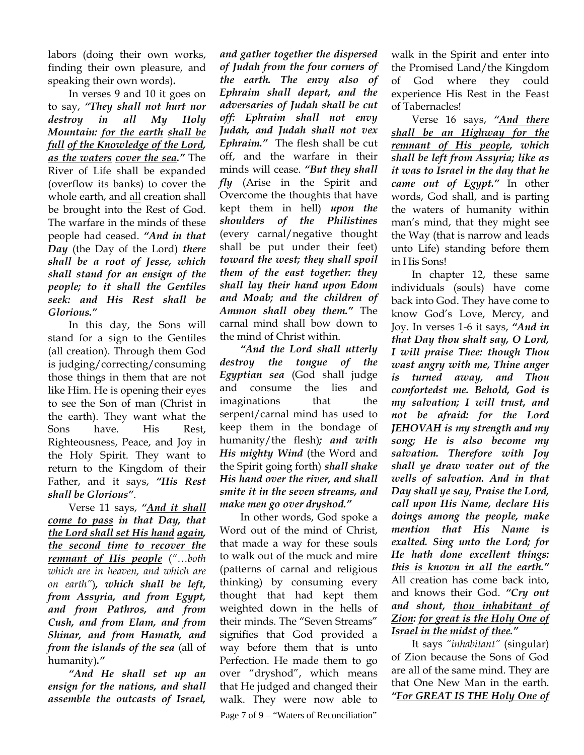labors (doing their own works, finding their own pleasure, and speaking their own words)**.**

In verses 9 and 10 it goes on to say, ***"They shall not hurt nor destroy in all My Holy Mountain: <u>for the earth</u> <u>shall be full</u> <u>of the Knowledge of the Lord,</u> <u>as the waters</u> <u>cover the sea</u>."*** The River of Life shall be expanded (overflow its banks) to cover the whole earth, and <u>all</u> creation shall be brought into the Rest of God. The warfare in the minds of these people had ceased. ***"And in that Day*** (the Day of the Lord) ***there shall be a root of Jesse, which shall stand for an ensign of the people; to it shall the Gentiles seek: and His Rest shall be Glorious."***

In this day, the Sons will stand for a sign to the Gentiles (all creation). Through them God is judging/correcting/consuming those things in them that are not like Him. He is opening their eyes to see the Son of man (Christ in the earth). They want what the Sons have. His Rest, Righteousness, Peace, and Joy in the Holy Spirit. They want to return to the Kingdom of their Father, and it says, ***"His Rest shall be Glorious"***.

Verse 11 says, ***"<u>And it shall come to pass</u> in that Day, that <u>the Lord shall set His hand</u> <u>again,</u> <u>the second time</u> <u>to recover the remnant of His people</u>*** *("…both which are in heaven, and which are on earth")****, which shall be left, from Assyria, and from Egypt, and from Pathros, and from Cush, and from Elam, and from Shinar, and from Hamath, and from the islands of the sea*** (all of humanity)***."***

***"And He shall set up an ensign for the nations, and shall assemble the outcasts of Israel, and gather together the dispersed of Judah from the four corners of the earth. The envy also of Ephraim shall depart, and the adversaries of Judah shall be cut off: Ephraim shall not envy Judah, and Judah shall not vex Ephraim."*** The flesh shall be cut off, and the warfare in their minds will cease. ***"But they shall fly*** (Arise in the Spirit and Overcome the thoughts that have kept them in hell) ***upon the shoulders of the Philistines*** (every carnal/negative thought shall be put under their feet) ***toward the west; they shall spoil them of the east together: they shall lay their hand upon Edom and Moab; and the children of Ammon shall obey them."*** The carnal mind shall bow down to the mind of Christ within.

***"And the Lord shall utterly destroy the tongue of the Egyptian sea*** (God shall judge and consume the lies and imaginations that the serpent/carnal mind has used to keep them in the bondage of humanity/the flesh)***; and with His mighty Wind*** (the Word and the Spirit going forth) ***shall shake His hand over the river, and shall smite it in the seven streams, and make men go over dryshod."***

In other words, God spoke a Word out of the mind of Christ, that made a way for these souls to walk out of the muck and mire (patterns of carnal and religious thinking) by consuming every thought that had kept them weighted down in the hells of their minds. The "Seven Streams" signifies that God provided a way before them that is unto Perfection. He made them to go over "dryshod", which means that He judged and changed their walk. They were now able to walk in the Spirit and enter into the Promised Land/the Kingdom of God where they could experience His Rest in the Feast of Tabernacles!

Verse 16 says, ***"<u>And there shall be an Highway for the remnant of His people</u>, which shall be left from Assyria; like as it was to Israel in the day that he came out of Egypt."*** In other words, God shall, and is parting the waters of humanity within man's mind, that they might see the Way (that is narrow and leads unto Life) standing before them in His Sons!

In chapter 12, these same individuals (souls) have come back into God. They have come to know God's Love, Mercy, and Joy. In verses 1-6 it says, ***"And in that Day thou shalt say, O Lord, I will praise Thee: though Thou wast angry with me, Thine anger is turned away, and Thou comfortedst me. Behold, God is my salvation; I will trust, and not be afraid: for the Lord JEHOVAH is my strength and my song; He is also become my salvation. Therefore with Joy shall ye draw water out of the wells of salvation. And in that Day shall ye say, Praise the Lord, call upon His Name, declare His doings among the people, make mention that His Name is exalted. Sing unto the Lord; for He hath done excellent things: <u>this is known</u> <u>in all</u> <u>the earth</u>."*** All creation has come back into, and knows their God. ***"Cry out and shout, <u>thou inhabitant of Zion</u>: <u>for great is the Holy One of Israel</u> <u>in the midst of thee</u>."***

It says *"inhabitant"* (singular) of Zion because the Sons of God are all of the same mind. They are that One New Man in the earth. ***"<u>For GREAT IS THE Holy One of</u>***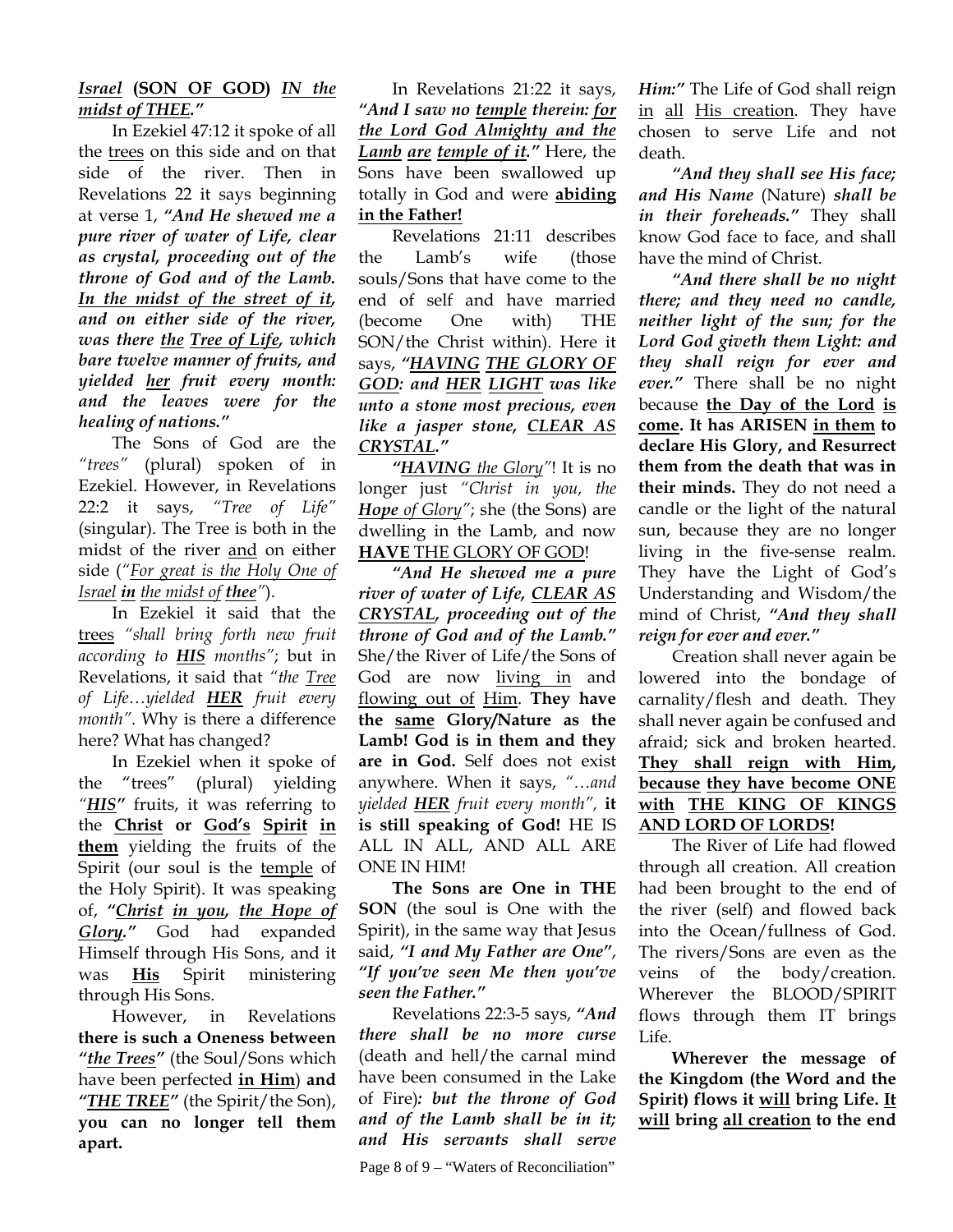***Israel*** **(SON OF GOD)** ***IN the midst of THEE."***

In Ezekiel 47:12 it spoke of all the trees on this side and on that side of the river. Then in Revelations 22 it says beginning at verse 1, ***"And He shewed me a pure river of water of Life, clear as crystal, proceeding out of the throne of God and of the Lamb. In the midst of the street of it, and on either side of the river, was there the Tree of Life, which bare twelve manner of fruits, and yielded her fruit every month: and the leaves were for the healing of nations."***

The Sons of God are the *"trees"* (plural) spoken of in Ezekiel. However, in Revelations 22:2 it says, *"Tree of Life"* (singular). The Tree is both in the midst of the river and on either side (*"For great is the Holy One of Israel **in** the midst of **thee**"*).

In Ezekiel it said that the trees *"shall bring forth new fruit according to **HIS** months"*; but in Revelations, it said that *"the Tree of Life…yielded **HER** fruit every month"*. Why is there a difference here? What has changed?

In Ezekiel when it spoke of the "trees" (plural) yielding *"**HIS**"* fruits, it was referring to the **Christ or God's Spirit in them** yielding the fruits of the Spirit (our soul is the temple of the Holy Spirit). It was speaking of, ***"Christ in you, the Hope of Glory."*** God had expanded Himself through His Sons, and it was **His** Spirit ministering through His Sons.

However, in Revelations **there is such a Oneness between *"the Trees"*** (the Soul/Sons which have been perfected **in Him**) **and *"THE TREE"*** (the Spirit/the Son), **you can no longer tell them apart.**

In Revelations 21:22 it says, ***"And I saw no temple therein: for the Lord God Almighty and the Lamb are temple of it."*** Here, the Sons have been swallowed up totally in God and were **abiding in the Father!**

Revelations 21:11 describes the Lamb's wife (those souls/Sons that have come to the end of self and have married (become One with) THE SON/the Christ within). Here it says, ***"HAVING THE GLORY OF GOD: and HER LIGHT was like unto a stone most precious, even like a jasper stone, CLEAR AS CRYSTAL."***

***"HAVING** the Glory"*! It is no longer just *"Christ in you, the **Hope** of Glory"*; she (the Sons) are dwelling in the Lamb, and now **HAVE** THE GLORY OF GOD!

***"And He shewed me a pure river of water of Life, CLEAR AS CRYSTAL, proceeding out of the throne of God and of the Lamb."*** She/the River of Life/the Sons of God are now living in and flowing out of Him. **They have the same Glory/Nature as the Lamb! God is in them and they are in God.** Self does not exist anywhere. When it says, *"…and yielded **HER** fruit every month",* **it is still speaking of God!** HE IS ALL IN ALL, AND ALL ARE ONE IN HIM!

**The Sons are One in THE SON** (the soul is One with the Spirit), in the same way that Jesus said, ***"I and My Father are One"***, ***"If you've seen Me then you've seen the Father."***

Revelations 22:3-5 says, ***"And there shall be no more curse*** (death and hell/the carnal mind have been consumed in the Lake of Fire)***: but the throne of God and of the Lamb shall be in it; and His servants shall serve Him:"*** The Life of God shall reign in all His creation. They have chosen to serve Life and not death.

***"And they shall see His face; and His Name*** (Nature) ***shall be in their foreheads."*** They shall know God face to face, and shall have the mind of Christ.

***"And there shall be no night there; and they need no candle, neither light of the sun; for the Lord God giveth them Light: and they shall reign for ever and ever."*** There shall be no night because **the Day of the Lord is come. It has ARISEN in them to declare His Glory, and Resurrect them from the death that was in their minds.** They do not need a candle or the light of the natural sun, because they are no longer living in the five-sense realm. They have the Light of God's Understanding and Wisdom/the mind of Christ, ***"And they shall reign for ever and ever."***

Creation shall never again be lowered into the bondage of carnality/flesh and death. They shall never again be confused and afraid; sick and broken hearted. **They shall reign with Him, because they have become ONE with THE KING OF KINGS AND LORD OF LORDS!**

The River of Life had flowed through all creation. All creation had been brought to the end of the river (self) and flowed back into the Ocean/fullness of God. The rivers/Sons are even as the veins of the body/creation. Wherever the BLOOD/SPIRIT flows through them IT brings Life.

**Wherever the message of the Kingdom (the Word and the Spirit) flows it will bring Life. It will bring all creation to the end**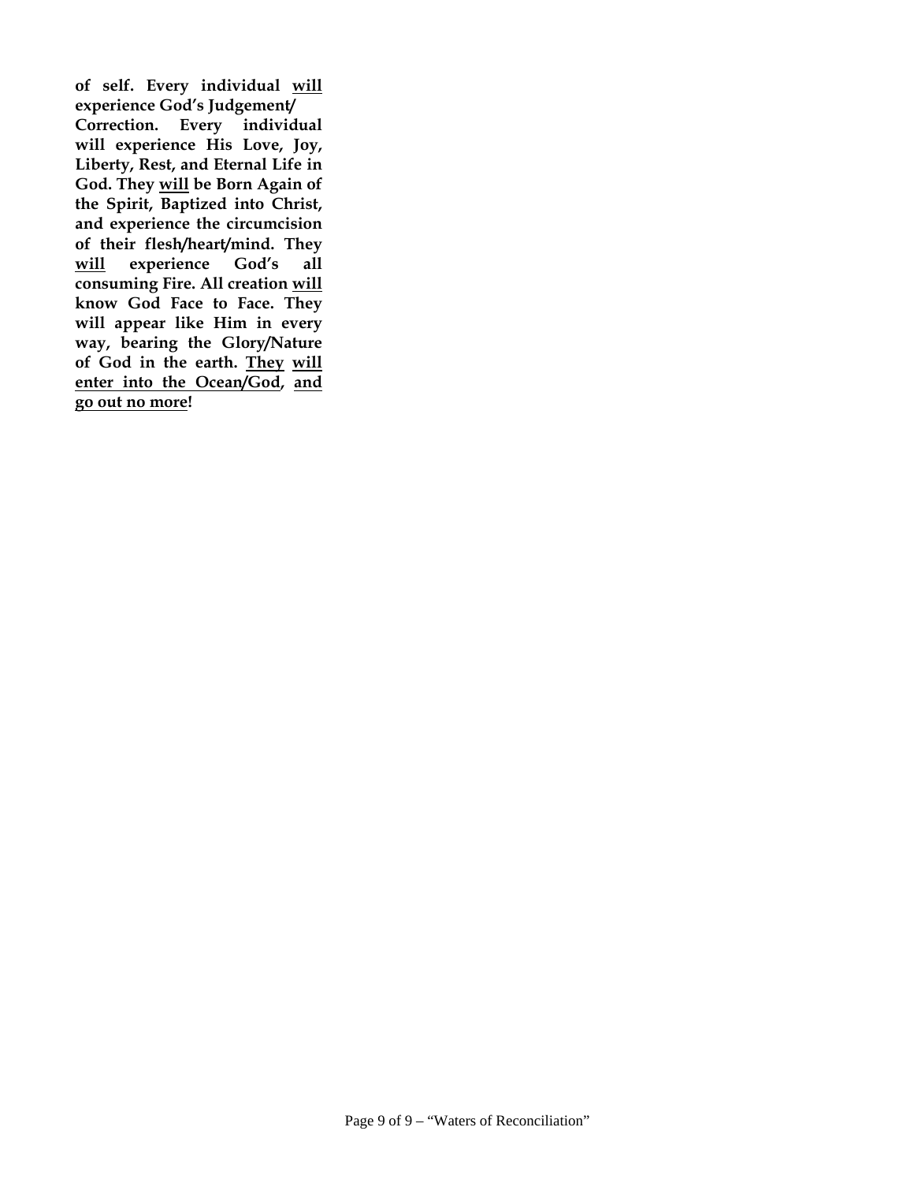**of self. Every individual <u>will</u> experience God's Judgement/ Correction. Every individual will experience His Love, Joy, Liberty, Rest, and Eternal Life in God. They <u>will</u> be Born Again of the Spirit, Baptized into Christ, and experience the circumcision of their flesh/heart/mind. They <u>will</u> experience God's all consuming Fire. All creation <u>will</u> know God Face to Face. They will appear like Him in every way, bearing the Glory/Nature of God in the earth. <u>They will enter into the Ocean/God</u>, <u>and go out no more</u>!**